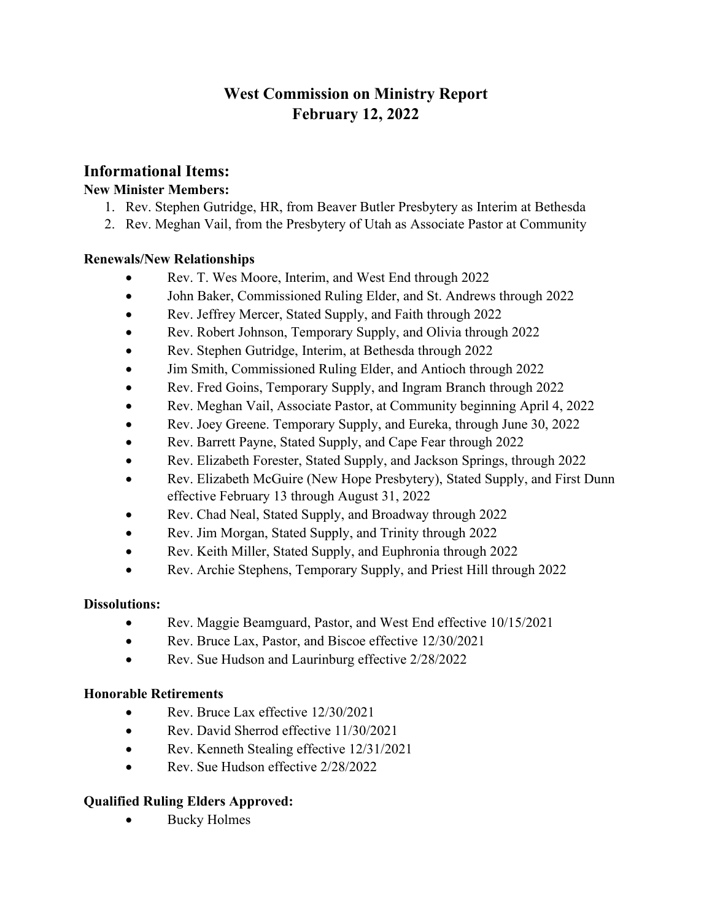# West Commission on Ministry Report
# February 12, 2022

## Informational Items:

**New Minister Members:**

1. Rev. Stephen Gutridge, HR, from Beaver Butler Presbytery as Interim at Bethesda
2. Rev. Meghan Vail, from the Presbytery of Utah as Associate Pastor at Community

**Renewals/New Relationships**

- Rev. T. Wes Moore, Interim, and West End through 2022
- John Baker, Commissioned Ruling Elder, and St. Andrews through 2022
- Rev. Jeffrey Mercer, Stated Supply, and Faith through 2022
- Rev. Robert Johnson, Temporary Supply, and Olivia through 2022
- Rev. Stephen Gutridge, Interim, at Bethesda through 2022
- Jim Smith, Commissioned Ruling Elder, and Antioch through 2022
- Rev. Fred Goins, Temporary Supply, and Ingram Branch through 2022
- Rev. Meghan Vail, Associate Pastor, at Community beginning April 4, 2022
- Rev. Joey Greene. Temporary Supply, and Eureka, through June 30, 2022
- Rev. Barrett Payne, Stated Supply, and Cape Fear through 2022
- Rev. Elizabeth Forester, Stated Supply, and Jackson Springs, through 2022
- Rev. Elizabeth McGuire (New Hope Presbytery), Stated Supply, and First Dunn effective February 13 through August 31, 2022
- Rev. Chad Neal, Stated Supply, and Broadway through 2022
- Rev. Jim Morgan, Stated Supply, and Trinity through 2022
- Rev. Keith Miller, Stated Supply, and Euphronia through 2022
- Rev. Archie Stephens, Temporary Supply, and Priest Hill through 2022

**Dissolutions:**

- Rev. Maggie Beamguard, Pastor, and West End effective 10/15/2021
- Rev. Bruce Lax, Pastor, and Biscoe effective 12/30/2021
- Rev. Sue Hudson and Laurinburg effective 2/28/2022

**Honorable Retirements**

- Rev. Bruce Lax effective 12/30/2021
- Rev. David Sherrod effective 11/30/2021
- Rev. Kenneth Stealing effective 12/31/2021
- Rev. Sue Hudson effective 2/28/2022

**Qualified Ruling Elders Approved:**

- Bucky Holmes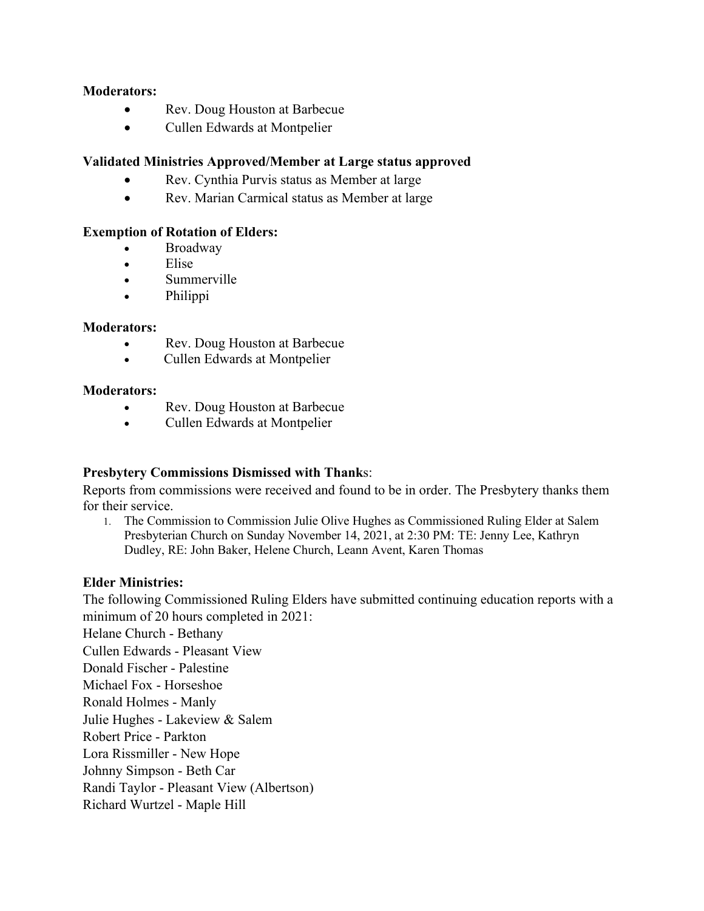**Moderators:**

- Rev. Doug Houston at Barbecue
- Cullen Edwards at Montpelier

**Validated Ministries Approved/Member at Large status approved**

- Rev. Cynthia Purvis status as Member at large
- Rev. Marian Carmical status as Member at large

**Exemption of Rotation of Elders:**

- Broadway
- Elise
- Summerville
- Philippi

**Moderators:**

- Rev. Doug Houston at Barbecue
- Cullen Edwards at Montpelier

**Moderators:**

- Rev. Doug Houston at Barbecue
- Cullen Edwards at Montpelier

**Presbytery Commissions Dismissed with Thank**s:

Reports from commissions were received and found to be in order. The Presbytery thanks them for their service.

1. The Commission to Commission Julie Olive Hughes as Commissioned Ruling Elder at Salem Presbyterian Church on Sunday November 14, 2021, at 2:30 PM: TE: Jenny Lee, Kathryn Dudley, RE: John Baker, Helene Church, Leann Avent, Karen Thomas

**Elder Ministries:**

The following Commissioned Ruling Elders have submitted continuing education reports with a minimum of 20 hours completed in 2021:

Helane Church - Bethany
Cullen Edwards - Pleasant View
Donald Fischer - Palestine
Michael Fox - Horseshoe
Ronald Holmes - Manly
Julie Hughes - Lakeview & Salem
Robert Price - Parkton
Lora Rissmiller - New Hope
Johnny Simpson - Beth Car
Randi Taylor - Pleasant View (Albertson)
Richard Wurtzel - Maple Hill